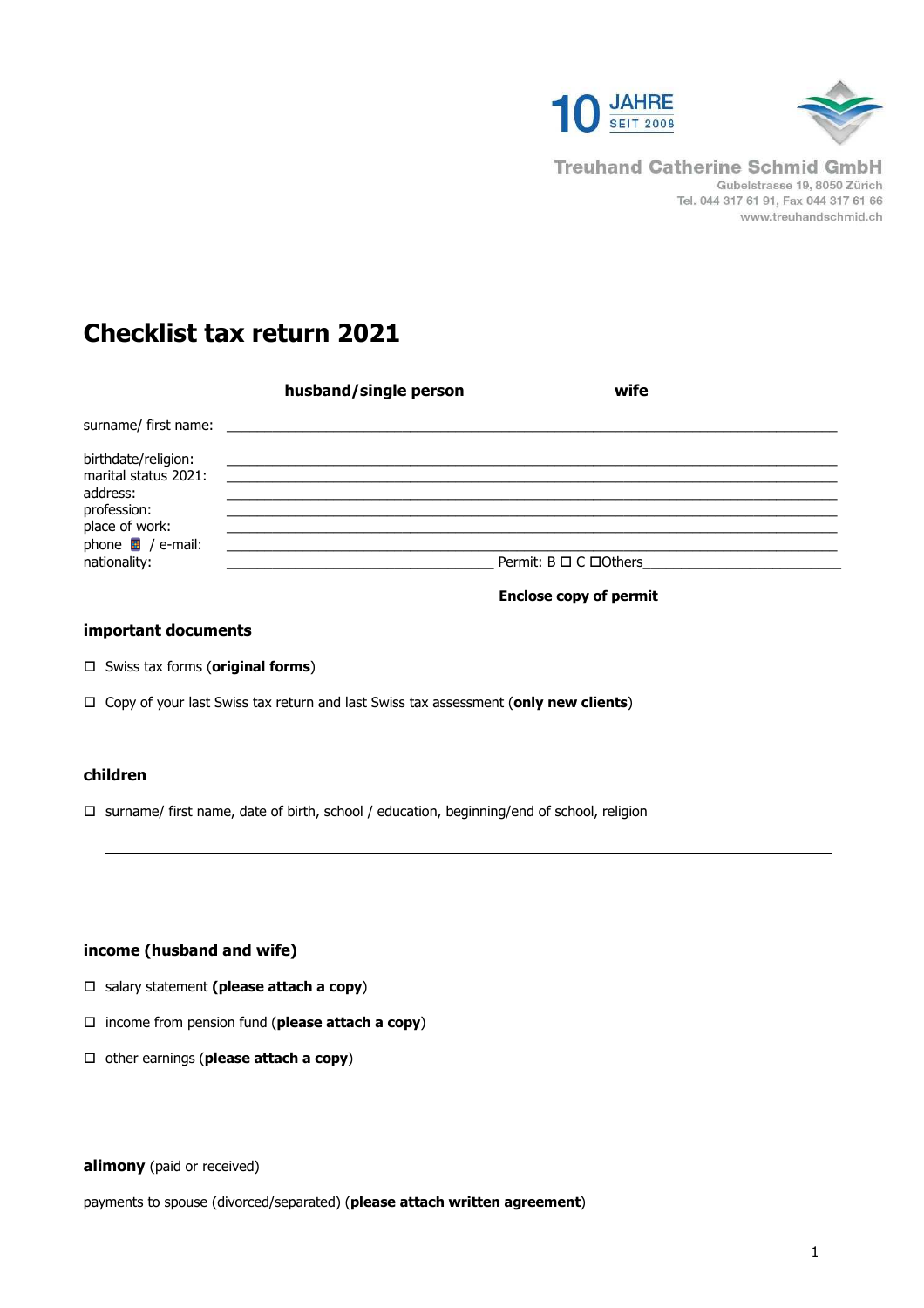10 JAHRE SEIT 2008

Treuhand Catherine Schmid GmbH
Gubelstrasse 19, 8050 Zürich
Tel. 044 317 61 91, Fax 044 317 61 66
www.treuhandschmid.ch

# Checklist tax return 2021

| | **husband/single person** | **wife** |
|---|---|---|
| surname/ first name: | | |
| birthdate/religion: | | |
| marital status 2021: | | |
| address: | | |
| profession: | | |
| place of work: | | |
| phone / e-mail: | | |
| nationality: | | Permit: B ☐ C ☐Others |

**Enclose copy of permit**

## important documents

☐ Swiss tax forms (**original forms**)

☐ Copy of your last Swiss tax return and last Swiss tax assessment (**only new clients**)

## children

☐ surname/ first name, date of birth, school / education, beginning/end of school, religion

## income (husband and wife)

☐ salary statement **(please attach a copy**)

☐ income from pension fund (**please attach a copy**)

☐ other earnings (**please attach a copy**)

**alimony** (paid or received)

payments to spouse (divorced/separated) (**please attach written agreement**)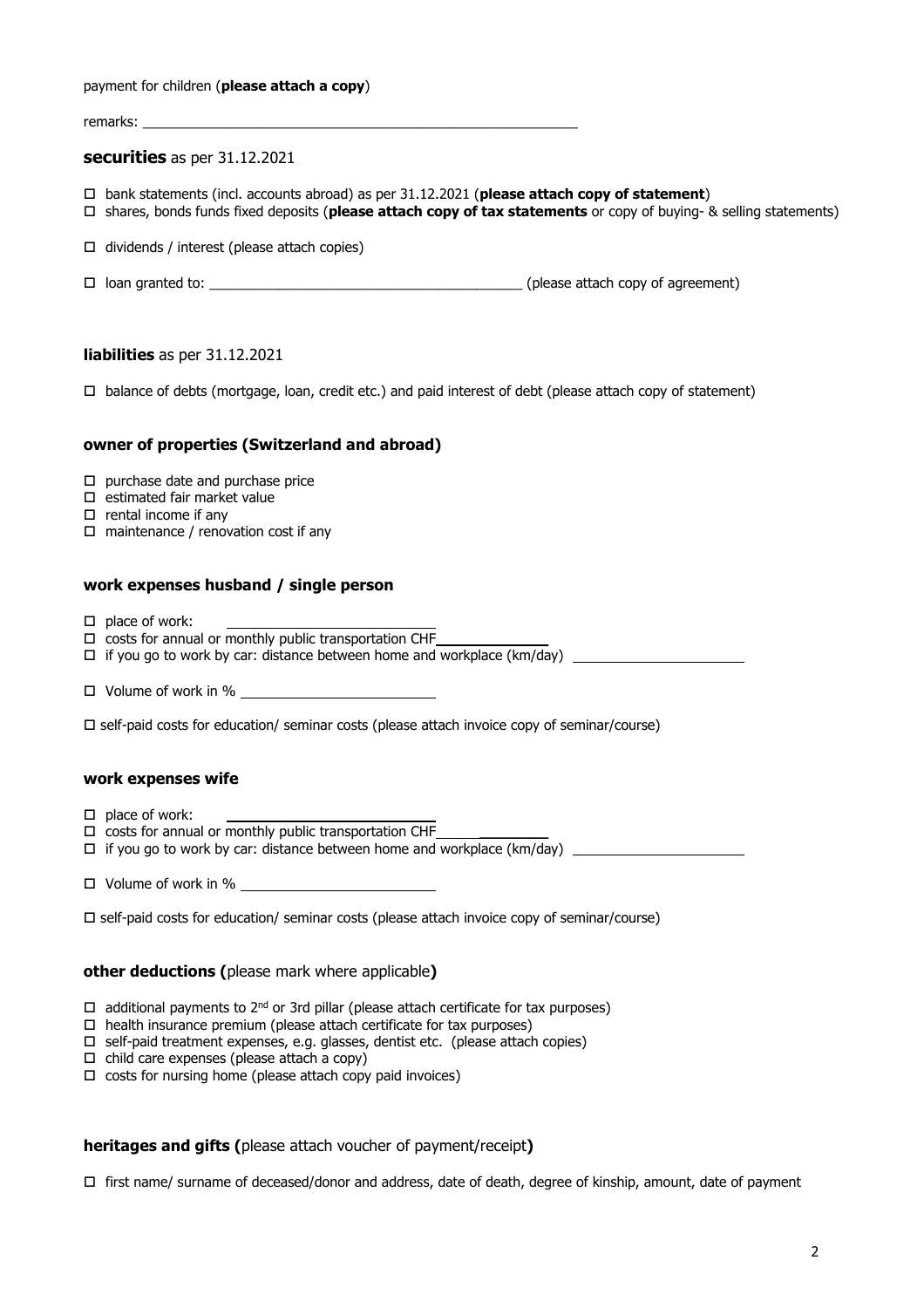payment for children (**please attach a copy**)

remarks: \_\_\_\_\_\_\_\_\_\_\_\_\_\_\_\_\_\_\_\_\_\_\_\_\_\_\_\_\_\_\_\_\_\_\_\_\_\_\_\_\_\_\_\_\_\_\_\_\_\_\_\_\_\_\_\_

**securities** as per 31.12.2021

- ☐ bank statements (incl. accounts abroad) as per 31.12.2021 (**please attach copy of statement**)
- ☐ shares, bonds funds fixed deposits (**please attach copy of tax statements** or copy of buying- & selling statements)
- ☐ dividends / interest (please attach copies)
- ☐ loan granted to: \_\_\_\_\_\_\_\_\_\_\_\_\_\_\_\_\_\_\_\_\_\_\_\_\_\_\_\_\_\_\_\_\_\_\_\_\_\_\_\_ (please attach copy of agreement)

**liabilities** as per 31.12.2021

- ☐ balance of debts (mortgage, loan, credit etc.) and paid interest of debt (please attach copy of statement)

**owner of properties (Switzerland and abroad)**

- ☐ purchase date and purchase price
- ☐ estimated fair market value
- ☐ rental income if any
- ☐ maintenance / renovation cost if any

**work expenses husband / single person**

- ☐ place of work: \_\_\_\_\_\_\_\_\_\_\_\_\_\_\_\_\_\_\_\_\_\_\_\_\_\_
- ☐ costs for annual or monthly public transportation CHF\_\_\_\_\_\_\_\_\_\_\_\_\_\_
- ☐ if you go to work by car: distance between home and workplace (km/day) \_\_\_\_\_\_\_\_\_\_\_\_\_\_\_\_\_\_\_\_\_\_
- ☐ Volume of work in % \_\_\_\_\_\_\_\_\_\_\_\_\_\_\_\_\_\_\_\_\_\_\_\_\_
- ☐ self-paid costs for education/ seminar costs (please attach invoice copy of seminar/course)

**work expenses wife**

- ☐ place of work: \_\_\_\_\_\_\_\_\_\_\_\_\_\_\_\_\_\_\_\_\_\_\_\_\_\_
- ☐ costs for annual or monthly public transportation CHF\_\_\_\_\_\_\_\_\_\_\_\_\_\_
- ☐ if you go to work by car: distance between home and workplace (km/day) \_\_\_\_\_\_\_\_\_\_\_\_\_\_\_\_\_\_\_\_\_\_
- ☐ Volume of work in % \_\_\_\_\_\_\_\_\_\_\_\_\_\_\_\_\_\_\_\_\_\_\_\_\_
- ☐ self-paid costs for education/ seminar costs (please attach invoice copy of seminar/course)

**other deductions (**please mark where applicable**)**

- ☐ additional payments to 2nd or 3rd pillar (please attach certificate for tax purposes)
- ☐ health insurance premium (please attach certificate for tax purposes)
- ☐ self-paid treatment expenses, e.g. glasses, dentist etc. (please attach copies)
- ☐ child care expenses (please attach a copy)
- ☐ costs for nursing home (please attach copy paid invoices)

**heritages and gifts (**please attach voucher of payment/receipt**)**

- ☐ first name/ surname of deceased/donor and address, date of death, degree of kinship, amount, date of payment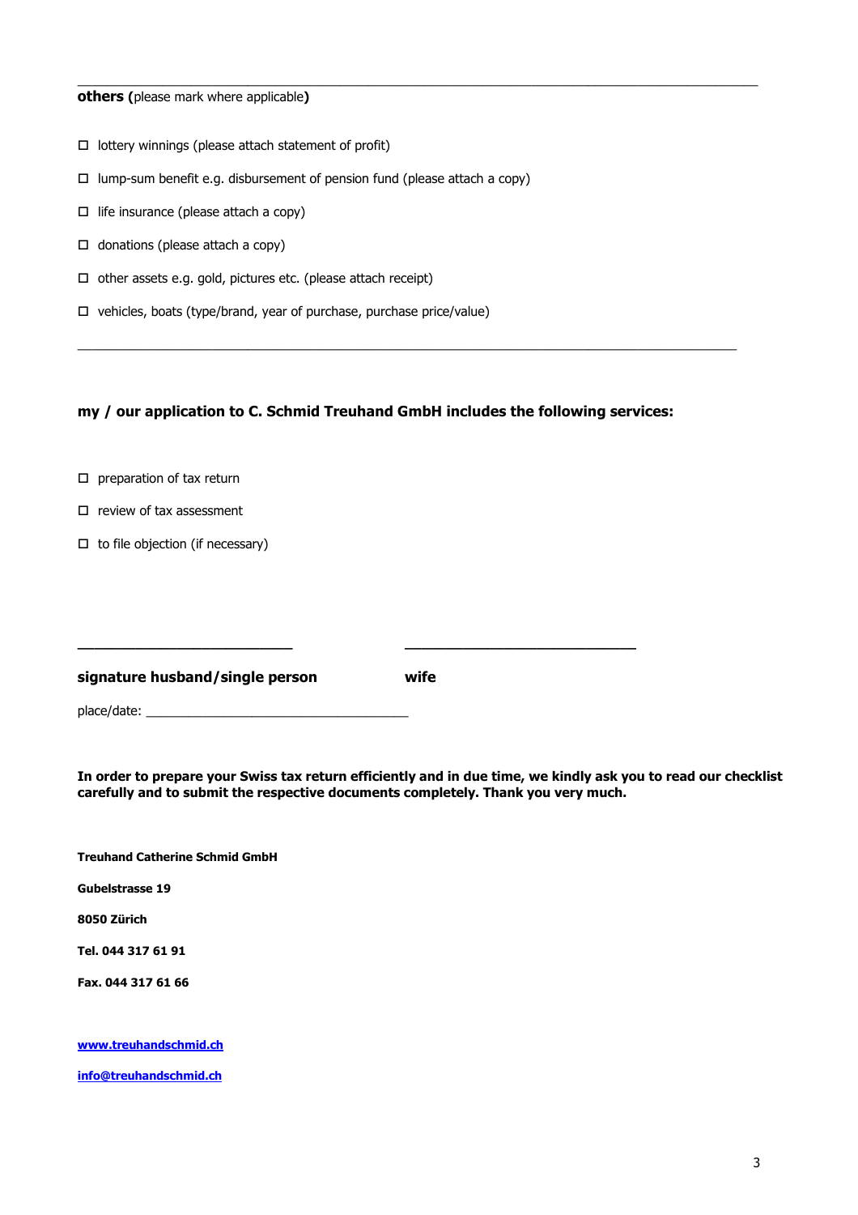**others (**please mark where applicable**)**

- ☐ lottery winnings (please attach statement of profit)
- ☐ lump-sum benefit e.g. disbursement of pension fund (please attach a copy)
- ☐ life insurance (please attach a copy)
- ☐ donations (please attach a copy)
- ☐ other assets e.g. gold, pictures etc. (please attach receipt)
- ☐ vehicles, boats (type/brand, year of purchase, purchase price/value)

______________________________________________________________________________

**my / our application to C. Schmid Treuhand GmbH includes the following services:**

- ☐ preparation of tax return
- ☐ review of tax assessment
- ☐ to file objection (if necessary)

_____________________________ _____________________________

**signature husband/single person** **wife**

place/date: ____________________________________

**In order to prepare your Swiss tax return efficiently and in due time, we kindly ask you to read our checklist carefully and to submit the respective documents completely. Thank you very much.**

**Treuhand Catherine Schmid GmbH**

**Gubelstrasse 19**

**8050 Zürich**

**Tel. 044 317 61 91**

**Fax. 044 317 61 66**

**www.treuhandschmid.ch**

**info@treuhandschmid.ch**